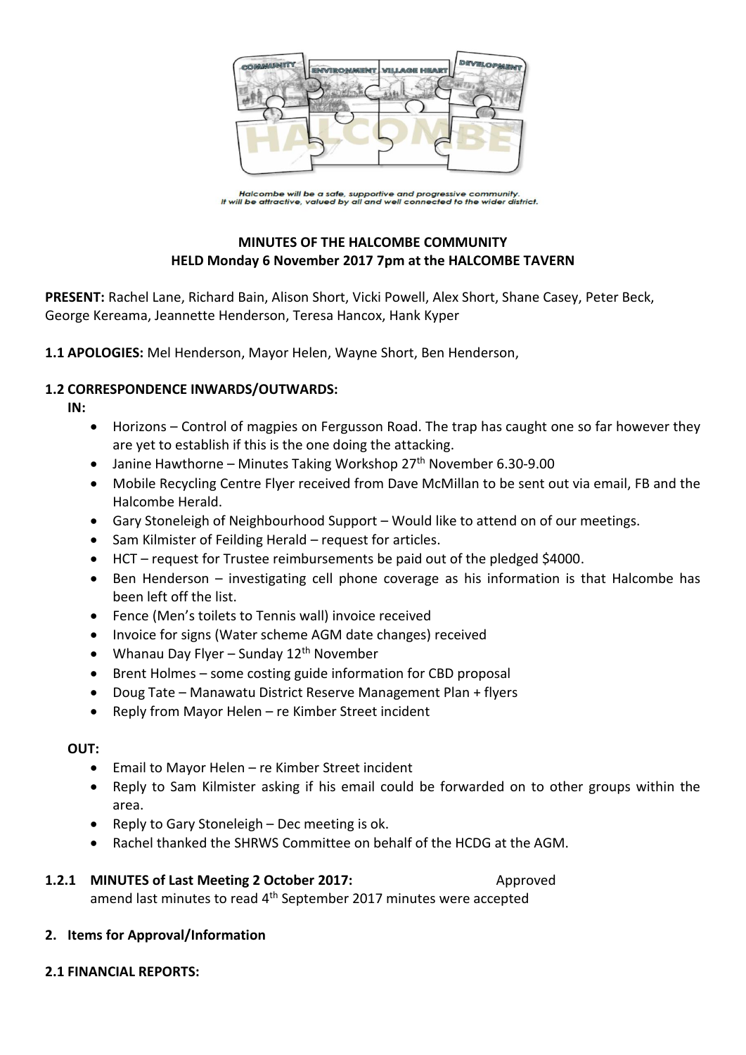Halcombe will be a safe, supportive and progressive community.
It will be attractive, valued by all and well connected to the wider district.

**MINUTES OF THE HALCOMBE COMMUNITY**
**HELD Monday 6 November 2017 7pm at the HALCOMBE TAVERN**

**PRESENT:** Rachel Lane, Richard Bain, Alison Short, Vicki Powell, Alex Short, Shane Casey, Peter Beck, George Kereama, Jeannette Henderson, Teresa Hancox, Hank Kyper

**1.1 APOLOGIES:** Mel Henderson, Mayor Helen, Wayne Short, Ben Henderson,

**1.2 CORRESPONDENCE INWARDS/OUTWARDS:**

**IN:**

- Horizons – Control of magpies on Fergusson Road. The trap has caught one so far however they are yet to establish if this is the one doing the attacking.
- Janine Hawthorne – Minutes Taking Workshop 27th November 6.30-9.00
- Mobile Recycling Centre Flyer received from Dave McMillan to be sent out via email, FB and the Halcombe Herald.
- Gary Stoneleigh of Neighbourhood Support – Would like to attend on of our meetings.
- Sam Kilmister of Feilding Herald – request for articles.
- HCT – request for Trustee reimbursements be paid out of the pledged $4000.
- Ben Henderson – investigating cell phone coverage as his information is that Halcombe has been left off the list.
- Fence (Men's toilets to Tennis wall) invoice received
- Invoice for signs (Water scheme AGM date changes) received
- Whanau Day Flyer – Sunday 12th November
- Brent Holmes – some costing guide information for CBD proposal
- Doug Tate – Manawatu District Reserve Management Plan + flyers
- Reply from Mayor Helen – re Kimber Street incident

**OUT:**

- Email to Mayor Helen – re Kimber Street incident
- Reply to Sam Kilmister asking if his email could be forwarded on to other groups within the area.
- Reply to Gary Stoneleigh – Dec meeting is ok.
- Rachel thanked the SHRWS Committee on behalf of the HCDG at the AGM.

**1.2.1 MINUTES of Last Meeting 2 October 2017:** Approved

amend last minutes to read 4th September 2017 minutes were accepted

**2. Items for Approval/Information**

**2.1 FINANCIAL REPORTS:**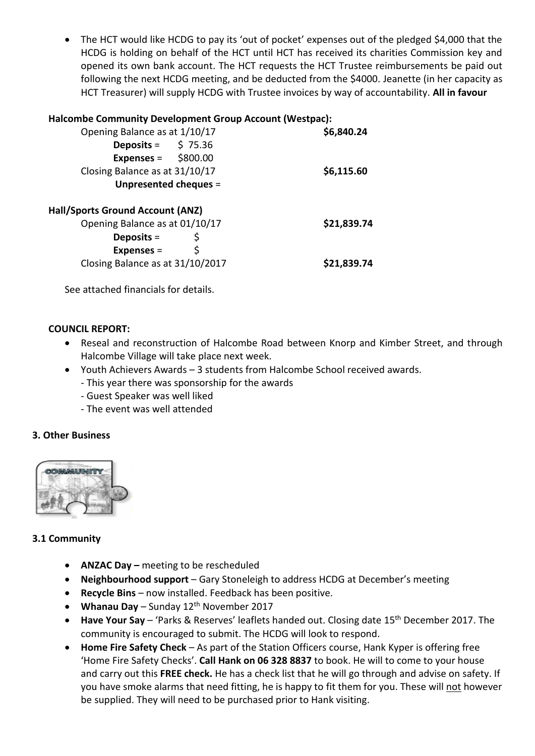- The HCT would like HCDG to pay its 'out of pocket' expenses out of the pledged $4,000 that the HCDG is holding on behalf of the HCT until HCT has received its charities Commission key and opened its own bank account. The HCT requests the HCT Trustee reimbursements be paid out following the next HCDG meeting, and be deducted from the $4000. Jeanette (in her capacity as HCT Treasurer) will supply HCDG with Trustee invoices by way of accountability. **All in favour**

**Halcombe Community Development Group Account (Westpac):**

| | | |
|---|---|---|
| Opening Balance as at 1/10/17 | | **$6,840.24** |
| **Deposits** = | $ 75.36 | |
| **Expenses** = | $800.00 | |
| Closing Balance as at 31/10/17 | | **$6,115.60** |
| **Unpresented cheques** = | | |

**Hall/Sports Ground Account (ANZ)**

| | | |
|---|---|---|
| Opening Balance as at 01/10/17 | | **$21,839.74** |
| **Deposits** = | $ | |
| **Expenses** = | $ | |
| Closing Balance as at 31/10/2017 | | **$21,839.74** |

See attached financials for details.

**COUNCIL REPORT:**

- Reseal and reconstruction of Halcombe Road between Knorp and Kimber Street, and through Halcombe Village will take place next week.
- Youth Achievers Awards – 3 students from Halcombe School received awards.
  - This year there was sponsorship for the awards
  - Guest Speaker was well liked
  - The event was well attended

## 3. Other Business

### 3.1 Community

- **ANZAC Day –** meeting to be rescheduled
- **Neighbourhood support** – Gary Stoneleigh to address HCDG at December's meeting
- **Recycle Bins** – now installed. Feedback has been positive.
- **Whanau Day** – Sunday 12th November 2017
- **Have Your Say** – 'Parks & Reserves' leaflets handed out. Closing date 15th December 2017. The community is encouraged to submit. The HCDG will look to respond.
- **Home Fire Safety Check** – As part of the Station Officers course, Hank Kyper is offering free 'Home Fire Safety Checks'. **Call Hank on 06 328 8837** to book. He will to come to your house and carry out this **FREE check.** He has a check list that he will go through and advise on safety. If you have smoke alarms that need fitting, he is happy to fit them for you. These will not however be supplied. They will need to be purchased prior to Hank visiting.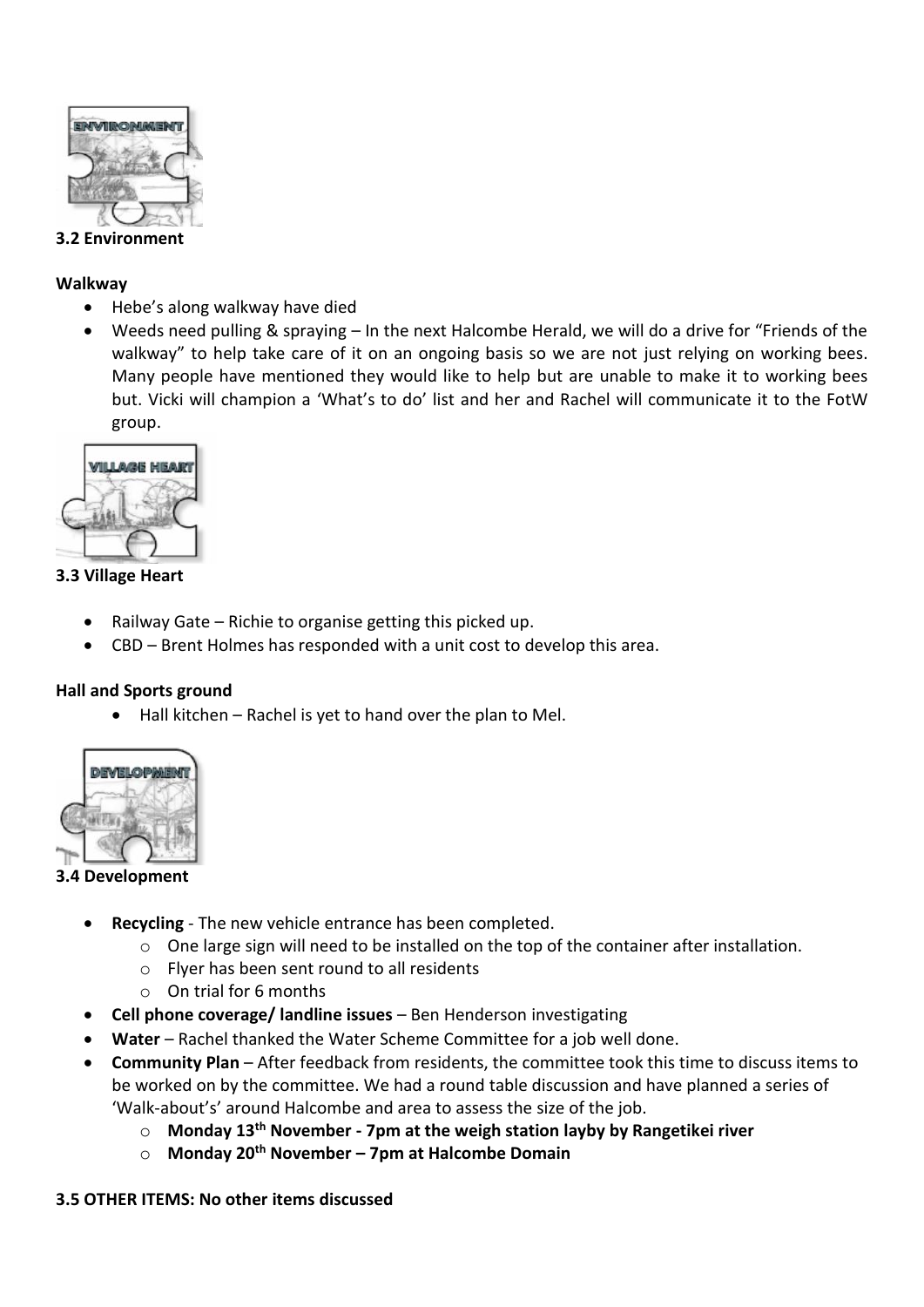### 3.2 Environment

**Walkway**

- Hebe's along walkway have died
- Weeds need pulling & spraying – In the next Halcombe Herald, we will do a drive for "Friends of the walkway" to help take care of it on an ongoing basis so we are not just relying on working bees. Many people have mentioned they would like to help but are unable to make it to working bees but. Vicki will champion a 'What's to do' list and her and Rachel will communicate it to the FotW group.

### 3.3 Village Heart

- Railway Gate – Richie to organise getting this picked up.
- CBD – Brent Holmes has responded with a unit cost to develop this area.

**Hall and Sports ground**

- Hall kitchen – Rachel is yet to hand over the plan to Mel.

### 3.4 Development

- **Recycling** - The new vehicle entrance has been completed.
  - One large sign will need to be installed on the top of the container after installation.
  - Flyer has been sent round to all residents
  - On trial for 6 months
- **Cell phone coverage/ landline issues** – Ben Henderson investigating
- **Water** – Rachel thanked the Water Scheme Committee for a job well done.
- **Community Plan** – After feedback from residents, the committee took this time to discuss items to be worked on by the committee. We had a round table discussion and have planned a series of 'Walk-about's' around Halcombe and area to assess the size of the job.
  - **Monday 13th November - 7pm at the weigh station layby by Rangetikei river**
  - **Monday 20th November – 7pm at Halcombe Domain**

**3.5 OTHER ITEMS: No other items discussed**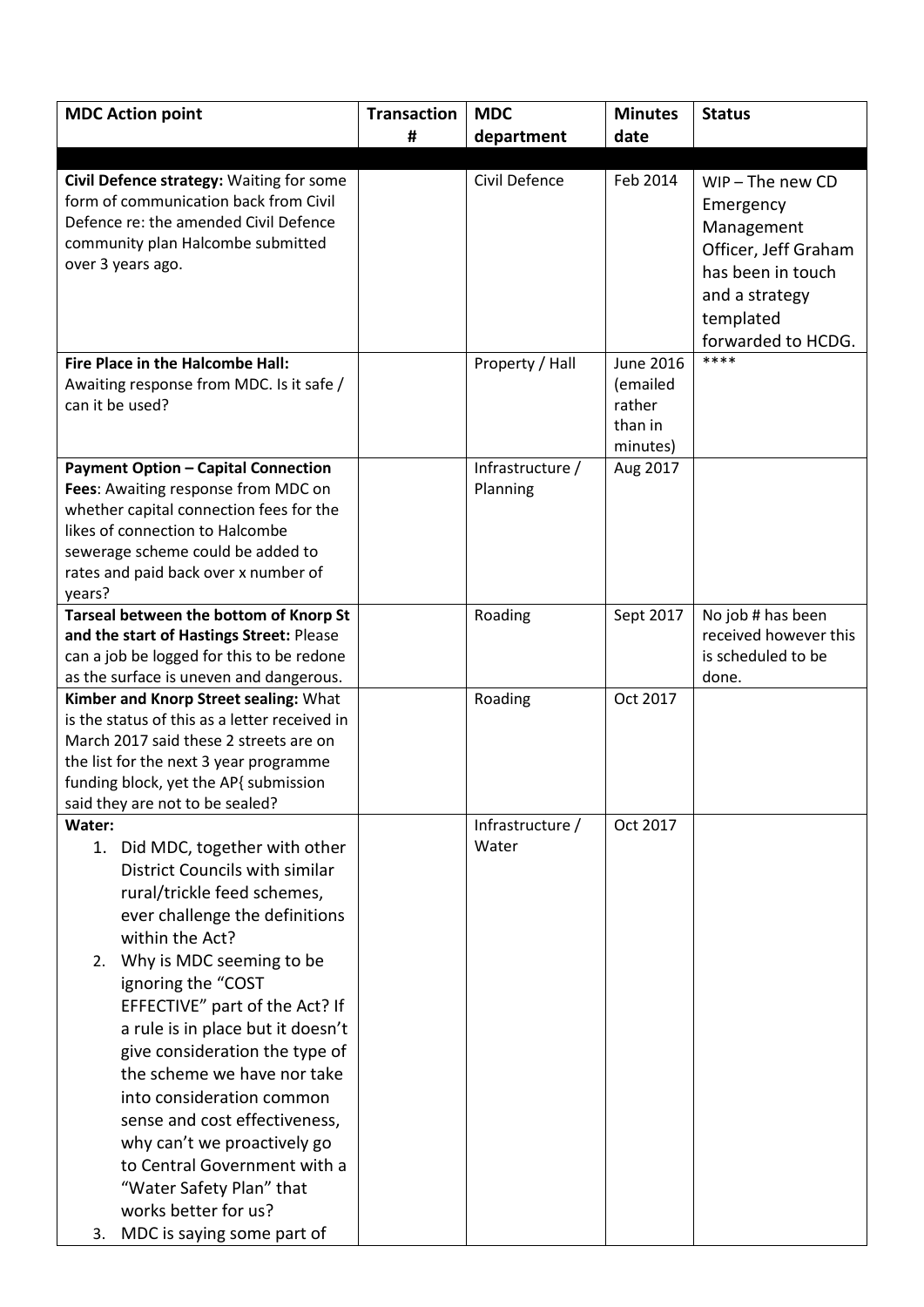| MDC Action point | Transaction # | MDC department | Minutes date | Status |
|---|---|---|---|---|
| | | | | |
| **Civil Defence strategy:** Waiting for some form of communication back from Civil Defence re: the amended Civil Defence community plan Halcombe submitted over 3 years ago. | | Civil Defence | Feb 2014 | WIP – The new CD Emergency Management Officer, Jeff Graham has been in touch and a strategy templated forwarded to HCDG. |
| **Fire Place in the Halcombe Hall:** Awaiting response from MDC. Is it safe / can it be used? | | Property / Hall | June 2016 (emailed rather than in minutes) | **** |
| **Payment Option – Capital Connection Fees**: Awaiting response from MDC on whether capital connection fees for the likes of connection to Halcombe sewerage scheme could be added to rates and paid back over x number of years? | | Infrastructure / Planning | Aug 2017 | |
| **Tarseal between the bottom of Knorp St and the start of Hastings Street:** Please can a job be logged for this to be redone as the surface is uneven and dangerous. | | Roading | Sept 2017 | No job # has been received however this is scheduled to be done. |
| **Kimber and Knorp Street sealing:** What is the status of this as a letter received in March 2017 said these 2 streets are on the list for the next 3 year programme funding block, yet the AP{ submission said they are not to be sealed? | | Roading | Oct 2017 | |
| **Water:**<br>1. Did MDC, together with other District Councils with similar rural/trickle feed schemes, ever challenge the definitions within the Act?<br>2. Why is MDC seeming to be ignoring the "COST EFFECTIVE" part of the Act? If a rule is in place but it doesn't give consideration the type of the scheme we have nor take into consideration common sense and cost effectiveness, why can't we proactively go to Central Government with a "Water Safety Plan" that works better for us?<br>3. MDC is saying some part of | | Infrastructure / Water | Oct 2017 | |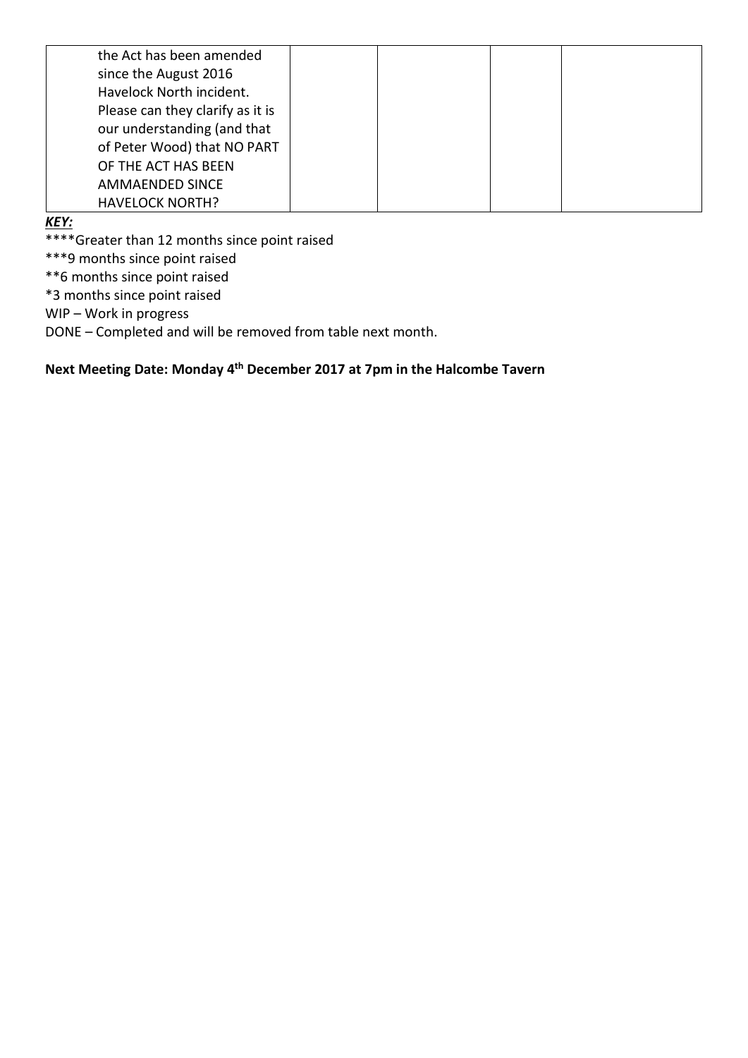| | | | | |
|---|---|---|---|---|
| the Act has been amended since the August 2016 Havelock North incident. Please can they clarify as it is our understanding (and that of Peter Wood) that NO PART OF THE ACT HAS BEEN AMMAENDED SINCE HAVELOCK NORTH? | | | | |

***KEY:***

****Greater than 12 months since point raised

***9 months since point raised

**6 months since point raised

*3 months since point raised

WIP – Work in progress

DONE – Completed and will be removed from table next month.

**Next Meeting Date: Monday 4th December 2017 at 7pm in the Halcombe Tavern**